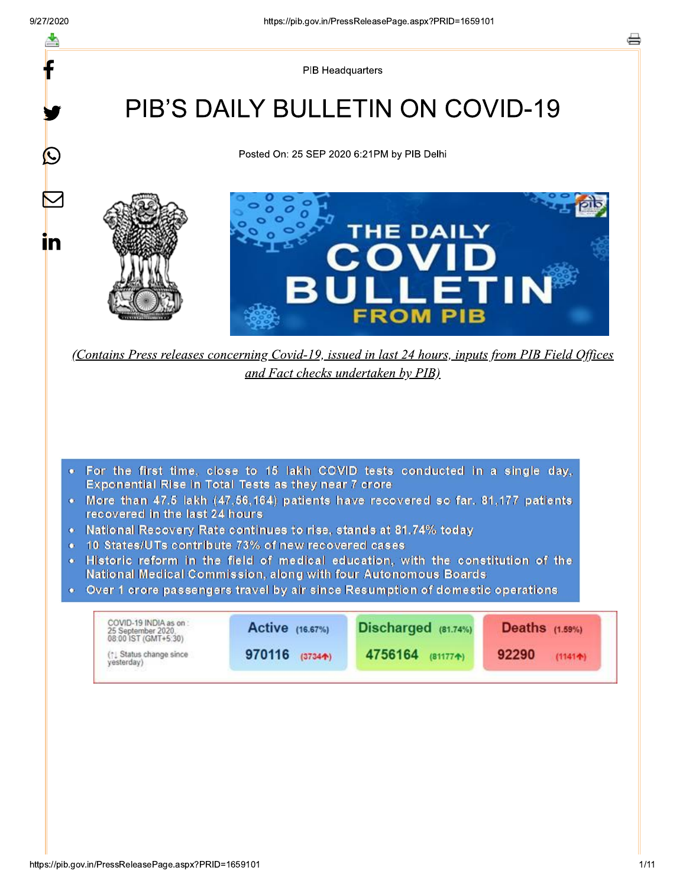PIB Headquarters

# PIB'S DAILY BULLETIN ON COVID-19

Posted On: 25 SEP 2020 6:21PM by PIB Delhi

THE DAILY COVID BULLETIN FROM PIB

*(Contains Press releases concerning Covid-19, issued in last 24 hours, inputs from PIB Field Offices and Fact checks undertaken by PIB)*

- For the first time, close to 15 lakh COVID tests conducted in a single day, Exponential Rise in Total Tests as they near 7 crore
- More than 47.5 lakh (47,56,164) patients have recovered so far. 81,177 patients recovered in the last 24 hours
- National Recovery Rate continues to rise, stands at 81.74% today
- 10 States/UTs contribute 73% of new recovered cases
- Historic reform in the field of medical education, with the constitution of the National Medical Commission, along with four Autonomous Boards
- Over 1 crore passengers travel by air since Resumption of domestic operations

COVID-19 INDIA as on : 25 September 2020, 08:00 IST (GMT+5:30)

(↑↓ Status change since yesterday)

| Active (16.67%) | Discharged (81.74%) | Deaths (1.59%) |
|---|---|---|
| 970116 (3734↑) | 4756164 (81177↑) | 92290 (1141↑) |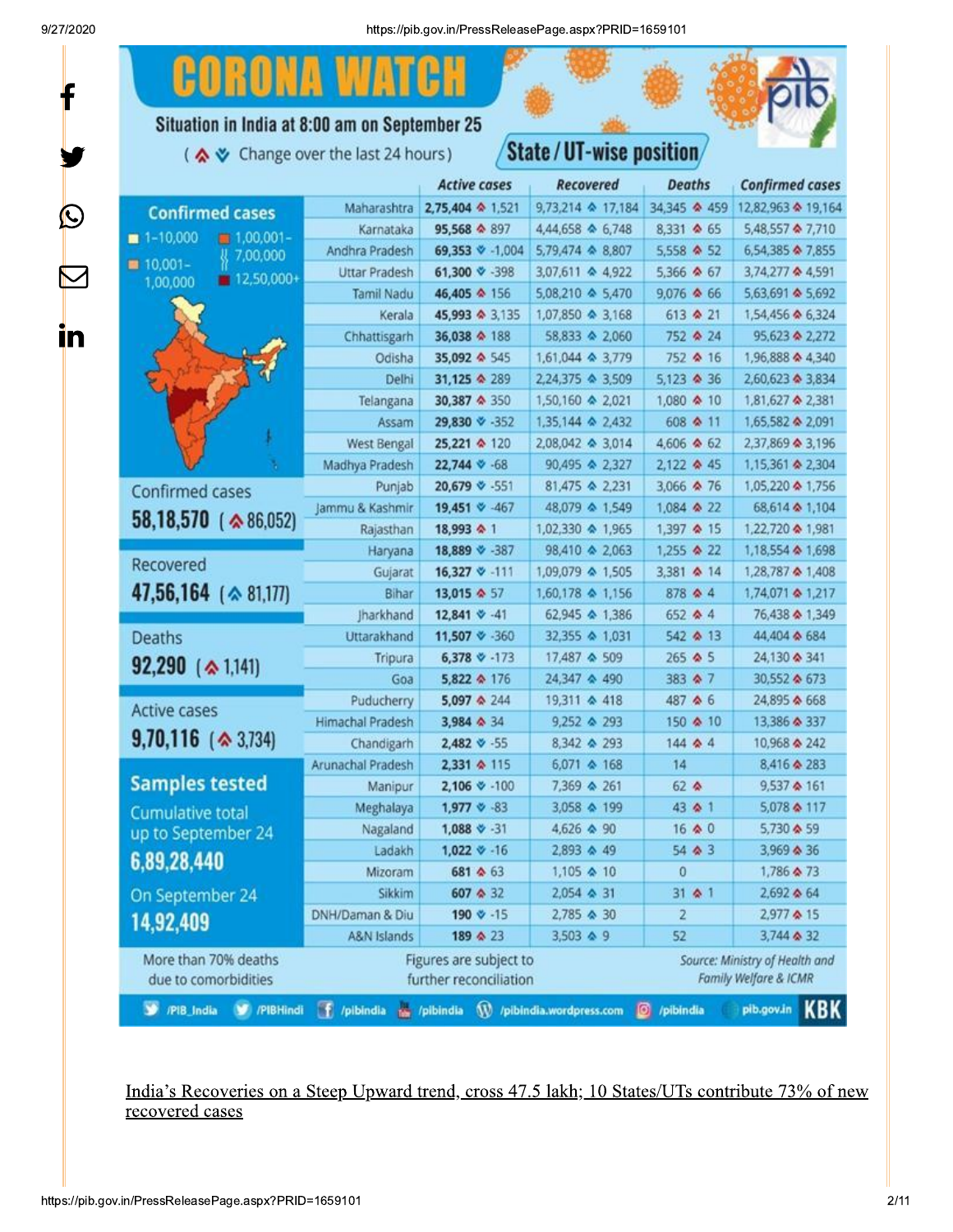# CORONA WATCH

**Situation in India at 8:00 am on September 25**

(▲▼ Change over the last 24 hours)

## State / UT-wise position

| | Active cases | Recovered | Deaths | Confirmed cases |
|---|---|---|---|---|
| Maharashtra | **2,75,404** ▲ 1,521 | 9,73,214 ▲ 17,184 | 34,345 ▲ 459 | 12,82,963 ▲ 19,164 |
| Karnataka | **95,568** ▲ 897 | 4,44,658 ▲ 6,748 | 8,331 ▲ 65 | 5,48,557 ▲ 7,710 |
| Andhra Pradesh | **69,353** ▼ -1,004 | 5,79,474 ▲ 8,807 | 5,558 ▲ 52 | 6,54,385 ▲ 7,855 |
| Uttar Pradesh | **61,300** ▼ -398 | 3,07,611 ▲ 4,922 | 5,366 ▲ 67 | 3,74,277 ▲ 4,591 |
| Tamil Nadu | **46,405** ▲ 156 | 5,08,210 ▲ 5,470 | 9,076 ▲ 66 | 5,63,691 ▲ 5,692 |
| Kerala | **45,993** ▲ 3,135 | 1,07,850 ▲ 3,168 | 613 ▲ 21 | 1,54,456 ▲ 6,324 |
| Chhattisgarh | **36,038** ▲ 188 | 58,833 ▲ 2,060 | 752 ▲ 24 | 95,623 ▲ 2,272 |
| Odisha | **35,092** ▲ 545 | 1,61,044 ▲ 3,779 | 752 ▲ 16 | 1,96,888 ▲ 4,340 |
| Delhi | **31,125** ▲ 289 | 2,24,375 ▲ 3,509 | 5,123 ▲ 36 | 2,60,623 ▲ 3,834 |
| Telangana | **30,387** ▲ 350 | 1,50,160 ▲ 2,021 | 1,080 ▲ 10 | 1,81,627 ▲ 2,381 |
| Assam | **29,830** ▼ -352 | 1,35,144 ▲ 2,432 | 608 ▲ 11 | 1,65,582 ▲ 2,091 |
| West Bengal | **25,221** ▲ 120 | 2,08,042 ▲ 3,014 | 4,606 ▲ 62 | 2,37,869 ▲ 3,196 |
| Madhya Pradesh | **22,744** ▼ -68 | 90,495 ▲ 2,327 | 2,122 ▲ 45 | 1,15,361 ▲ 2,304 |
| Punjab | **20,679** ▼ -551 | 81,475 ▲ 2,231 | 3,066 ▲ 76 | 1,05,220 ▲ 1,756 |
| Jammu & Kashmir | **19,451** ▼ -467 | 48,079 ▲ 1,549 | 1,084 ▲ 22 | 68,614 ▲ 1,104 |
| Rajasthan | **18,993** ▲ 1 | 1,02,330 ▲ 1,965 | 1,397 ▲ 15 | 1,22,720 ▲ 1,981 |
| Haryana | **18,889** ▼ -387 | 98,410 ▲ 2,063 | 1,255 ▲ 22 | 1,18,554 ▲ 1,698 |
| Gujarat | **16,327** ▼ -111 | 1,09,079 ▲ 1,505 | 3,381 ▲ 14 | 1,28,787 ▲ 1,408 |
| Bihar | **13,015** ▲ 57 | 1,60,178 ▲ 1,156 | 878 ▲ 4 | 1,74,071 ▲ 1,217 |
| Jharkhand | **12,841** ▼ -41 | 62,945 ▲ 1,386 | 652 ▲ 4 | 76,438 ▲ 1,349 |
| Uttarakhand | **11,507** ▼ -360 | 32,355 ▲ 1,031 | 542 ▲ 13 | 44,404 ▲ 684 |
| Tripura | **6,378** ▼ -173 | 17,487 ▲ 509 | 265 ▲ 5 | 24,130 ▲ 341 |
| Goa | **5,822** ▲ 176 | 24,347 ▲ 490 | 383 ▲ 7 | 30,552 ▲ 673 |
| Puducherry | **5,097** ▲ 244 | 19,311 ▲ 418 | 487 ▲ 6 | 24,895 ▲ 668 |
| Himachal Pradesh | **3,984** ▲ 34 | 9,252 ▲ 293 | 150 ▲ 10 | 13,386 ▲ 337 |
| Chandigarh | **2,482** ▼ -55 | 8,342 ▲ 293 | 144 ▲ 4 | 10,968 ▲ 242 |
| Arunachal Pradesh | **2,331** ▲ 115 | 6,071 ▲ 168 | 14 | 8,416 ▲ 283 |
| Manipur | **2,106** ▼ -100 | 7,369 ▲ 261 | 62 ▲ | 9,537 ▲ 161 |
| Meghalaya | **1,977** ▼ -83 | 3,058 ▲ 199 | 43 ▲ 1 | 5,078 ▲ 117 |
| Nagaland | **1,088** ▼ -31 | 4,626 ▲ 90 | 16 ▲ 0 | 5,730 ▲ 59 |
| Ladakh | **1,022** ▼ -16 | 2,893 ▲ 49 | 54 ▲ 3 | 3,969 ▲ 36 |
| Mizoram | **681** ▲ 63 | 1,105 ▲ 10 | 0 | 1,786 ▲ 73 |
| Sikkim | **607** ▲ 32 | 2,054 ▲ 31 | 31 ▲ 1 | 2,692 ▲ 64 |
| DNH/Daman & Diu | **190** ▼ -15 | 2,785 ▲ 30 | 2 | 2,977 ▲ 15 |
| A&N Islands | **189** ▲ 23 | 3,503 ▲ 9 | 52 | 3,744 ▲ 32 |

**Confirmed cases** (map legend): 1-10,000; 10,001-1,00,000; 1,00,001-7,00,000; 12,50,000+

Confirmed cases
**58,18,570** (▲ 86,052)

Recovered
**47,56,164** (▲ 81,177)

Deaths
**92,290** (▲ 1,141)

Active cases
**9,70,116** (▲ 3,734)

**Samples tested**

Cumulative total up to September 24
**6,89,28,440**

On September 24
**14,92,409**

More than 70% deaths due to comorbidities

Figures are subject to further reconciliation

*Source: Ministry of Health and Family Welfare & ICMR*

/PIB_India /PIBHindi /pibindia /pibindia /pibindia.wordpress.com /pibindia pib.gov.in KBK

India's Recoveries on a Steep Upward trend, cross 47.5 lakh; 10 States/UTs contribute 73% of new recovered cases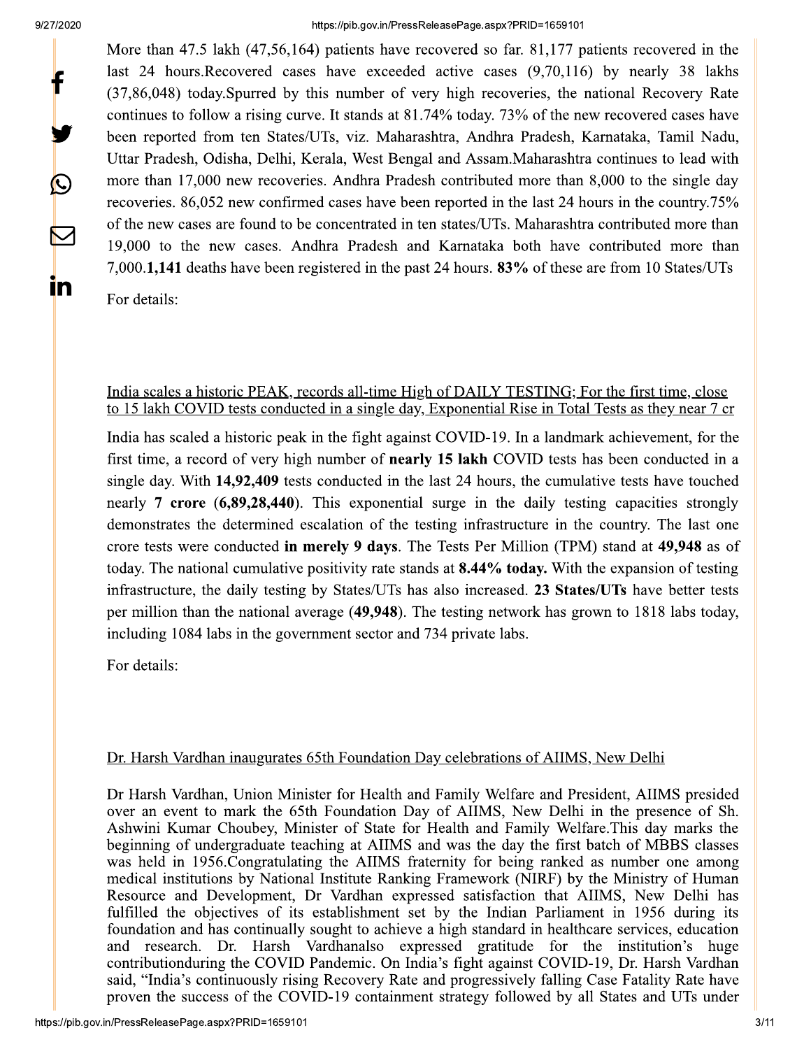More than 47.5 lakh (47,56,164) patients have recovered so far. 81,177 patients recovered in the last 24 hours.Recovered cases have exceeded active cases (9,70,116) by nearly 38 lakhs (37,86,048) today.Spurred by this number of very high recoveries, the national Recovery Rate continues to follow a rising curve. It stands at 81.74% today. 73% of the new recovered cases have been reported from ten States/UTs, viz. Maharashtra, Andhra Pradesh, Karnataka, Tamil Nadu, Uttar Pradesh, Odisha, Delhi, Kerala, West Bengal and Assam.Maharashtra continues to lead with more than 17,000 new recoveries. Andhra Pradesh contributed more than 8,000 to the single day recoveries. 86,052 new confirmed cases have been reported in the last 24 hours in the country.75% of the new cases are found to be concentrated in ten states/UTs. Maharashtra contributed more than 19,000 to the new cases. Andhra Pradesh and Karnataka both have contributed more than 7,000.**1,141** deaths have been registered in the past 24 hours. **83%** of these are from 10 States/UTs

For details:

India scales a historic PEAK, records all-time High of DAILY TESTING; For the first time, close to 15 lakh COVID tests conducted in a single day, Exponential Rise in Total Tests as they near 7 cr

India has scaled a historic peak in the fight against COVID-19. In a landmark achievement, for the first time, a record of very high number of **nearly 15 lakh** COVID tests has been conducted in a single day. With **14,92,409** tests conducted in the last 24 hours, the cumulative tests have touched nearly **7 crore** (**6,89,28,440**). This exponential surge in the daily testing capacities strongly demonstrates the determined escalation of the testing infrastructure in the country. The last one crore tests were conducted **in merely 9 days**. The Tests Per Million (TPM) stand at **49,948** as of today. The national cumulative positivity rate stands at **8.44% today.** With the expansion of testing infrastructure, the daily testing by States/UTs has also increased. **23 States/UTs** have better tests per million than the national average (**49,948**). The testing network has grown to 1818 labs today, including 1084 labs in the government sector and 734 private labs.

For details:

Dr. Harsh Vardhan inaugurates 65th Foundation Day celebrations of AIIMS, New Delhi

Dr Harsh Vardhan, Union Minister for Health and Family Welfare and President, AIIMS presided over an event to mark the 65th Foundation Day of AIIMS, New Delhi in the presence of Sh. Ashwini Kumar Choubey, Minister of State for Health and Family Welfare.This day marks the beginning of undergraduate teaching at AIIMS and was the day the first batch of MBBS classes was held in 1956.Congratulating the AIIMS fraternity for being ranked as number one among medical institutions by National Institute Ranking Framework (NIRF) by the Ministry of Human Resource and Development, Dr Vardhan expressed satisfaction that AIIMS, New Delhi has fulfilled the objectives of its establishment set by the Indian Parliament in 1956 during its foundation and has continually sought to achieve a high standard in healthcare services, education and research. Dr. Harsh Vardhanalso expressed gratitude for the institution's huge contributionduring the COVID Pandemic. On India's fight against COVID-19, Dr. Harsh Vardhan said, "India's continuously rising Recovery Rate and progressively falling Case Fatality Rate have proven the success of the COVID-19 containment strategy followed by all States and UTs under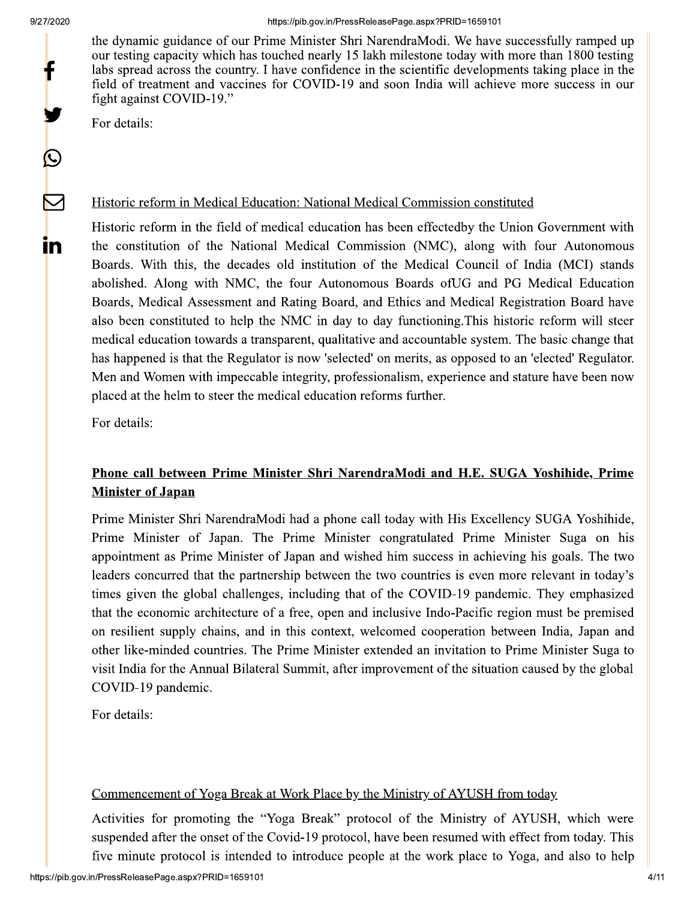the dynamic guidance of our Prime Minister Shri NarendraModi. We have successfully ramped up our testing capacity which has touched nearly 15 lakh milestone today with more than 1800 testing labs spread across the country. I have confidence in the scientific developments taking place in the field of treatment and vaccines for COVID-19 and soon India will achieve more success in our fight against COVID-19."

For details:

Historic reform in Medical Education: National Medical Commission constituted

Historic reform in the field of medical education has been effectedby the Union Government with the constitution of the National Medical Commission (NMC), along with four Autonomous Boards. With this, the decades old institution of the Medical Council of India (MCI) stands abolished. Along with NMC, the four Autonomous Boards ofUG and PG Medical Education Boards, Medical Assessment and Rating Board, and Ethics and Medical Registration Board have also been constituted to help the NMC in day to day functioning.This historic reform will steer medical education towards a transparent, qualitative and accountable system. The basic change that has happened is that the Regulator is now 'selected' on merits, as opposed to an 'elected' Regulator. Men and Women with impeccable integrity, professionalism, experience and stature have been now placed at the helm to steer the medical education reforms further.

For details:

**Phone call between Prime Minister Shri NarendraModi and H.E. SUGA Yoshihide, Prime Minister of Japan**

Prime Minister Shri NarendraModi had a phone call today with His Excellency SUGA Yoshihide, Prime Minister of Japan. The Prime Minister congratulated Prime Minister Suga on his appointment as Prime Minister of Japan and wished him success in achieving his goals. The two leaders concurred that the partnership between the two countries is even more relevant in today's times given the global challenges, including that of the COVID-19 pandemic. They emphasized that the economic architecture of a free, open and inclusive Indo-Pacific region must be premised on resilient supply chains, and in this context, welcomed cooperation between India, Japan and other like-minded countries. The Prime Minister extended an invitation to Prime Minister Suga to visit India for the Annual Bilateral Summit, after improvement of the situation caused by the global COVID-19 pandemic.

For details:

Commencement of Yoga Break at Work Place by the Ministry of AYUSH from today

Activities for promoting the "Yoga Break" protocol of the Ministry of AYUSH, which were suspended after the onset of the Covid-19 protocol, have been resumed with effect from today. This five minute protocol is intended to introduce people at the work place to Yoga, and also to help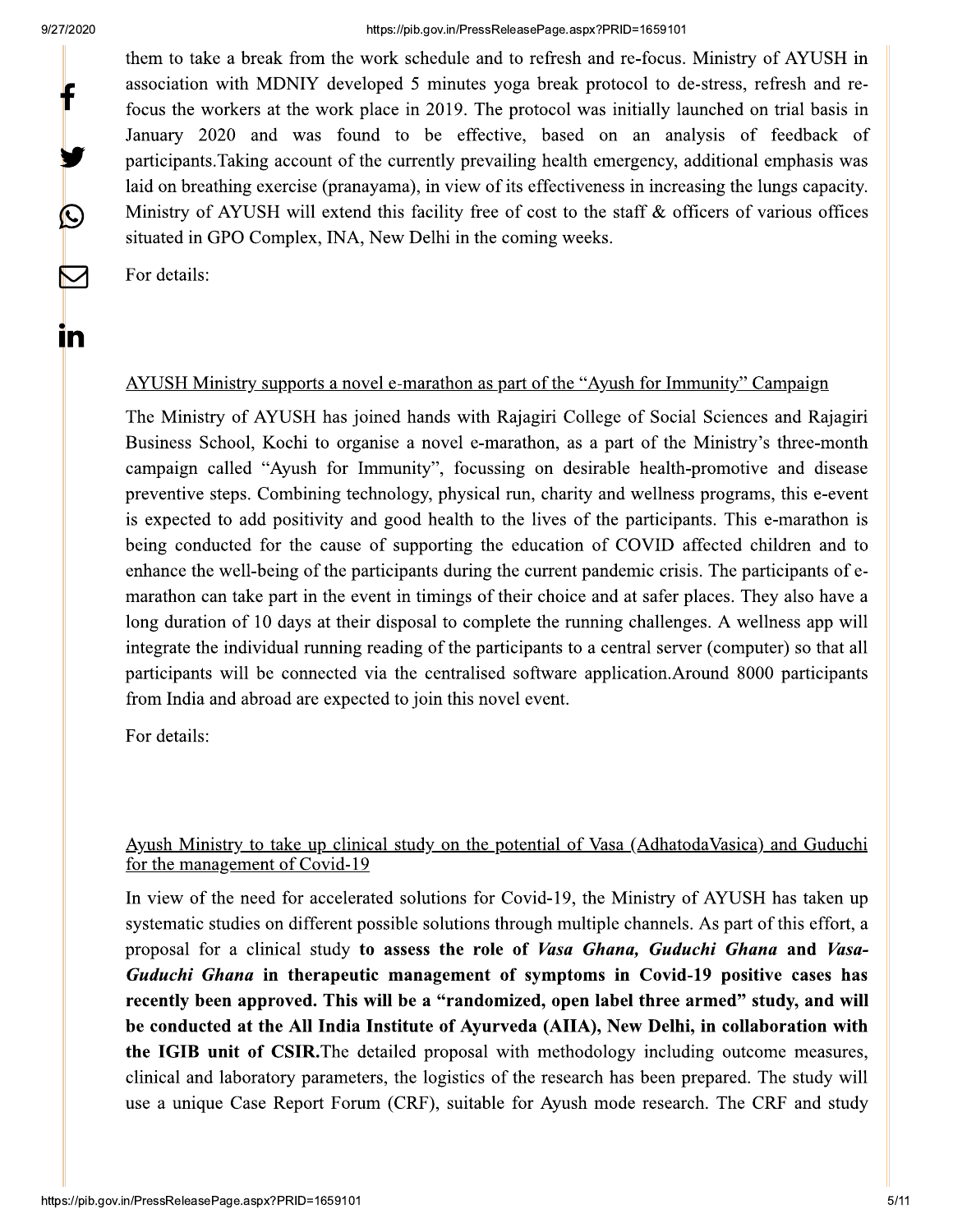them to take a break from the work schedule and to refresh and re-focus. Ministry of AYUSH in association with MDNIY developed 5 minutes yoga break protocol to de-stress, refresh and re-focus the workers at the work place in 2019. The protocol was initially launched on trial basis in January 2020 and was found to be effective, based on an analysis of feedback of participants.Taking account of the currently prevailing health emergency, additional emphasis was laid on breathing exercise (pranayama), in view of its effectiveness in increasing the lungs capacity. Ministry of AYUSH will extend this facility free of cost to the staff & officers of various offices situated in GPO Complex, INA, New Delhi in the coming weeks.

For details:

AYUSH Ministry supports a novel e-marathon as part of the "Ayush for Immunity" Campaign

The Ministry of AYUSH has joined hands with Rajagiri College of Social Sciences and Rajagiri Business School, Kochi to organise a novel e-marathon, as a part of the Ministry's three-month campaign called "Ayush for Immunity", focussing on desirable health-promotive and disease preventive steps. Combining technology, physical run, charity and wellness programs, this e-event is expected to add positivity and good health to the lives of the participants. This e-marathon is being conducted for the cause of supporting the education of COVID affected children and to enhance the well-being of the participants during the current pandemic crisis. The participants of e-marathon can take part in the event in timings of their choice and at safer places. They also have a long duration of 10 days at their disposal to complete the running challenges. A wellness app will integrate the individual running reading of the participants to a central server (computer) so that all participants will be connected via the centralised software application.Around 8000 participants from India and abroad are expected to join this novel event.

For details:

Ayush Ministry to take up clinical study on the potential of Vasa (AdhatodaVasica) and Guduchi for the management of Covid-19

In view of the need for accelerated solutions for Covid-19, the Ministry of AYUSH has taken up systematic studies on different possible solutions through multiple channels. As part of this effort, a proposal for a clinical study **to assess the role of *Vasa Ghana, Guduchi Ghana* and *Vasa-Guduchi Ghana* in therapeutic management of symptoms in Covid-19 positive cases has recently been approved. This will be a "randomized, open label three armed" study, and will be conducted at the All India Institute of Ayurveda (AIIA), New Delhi, in collaboration with the IGIB unit of CSIR.**The detailed proposal with methodology including outcome measures, clinical and laboratory parameters, the logistics of the research has been prepared. The study will use a unique Case Report Forum (CRF), suitable for Ayush mode research. The CRF and study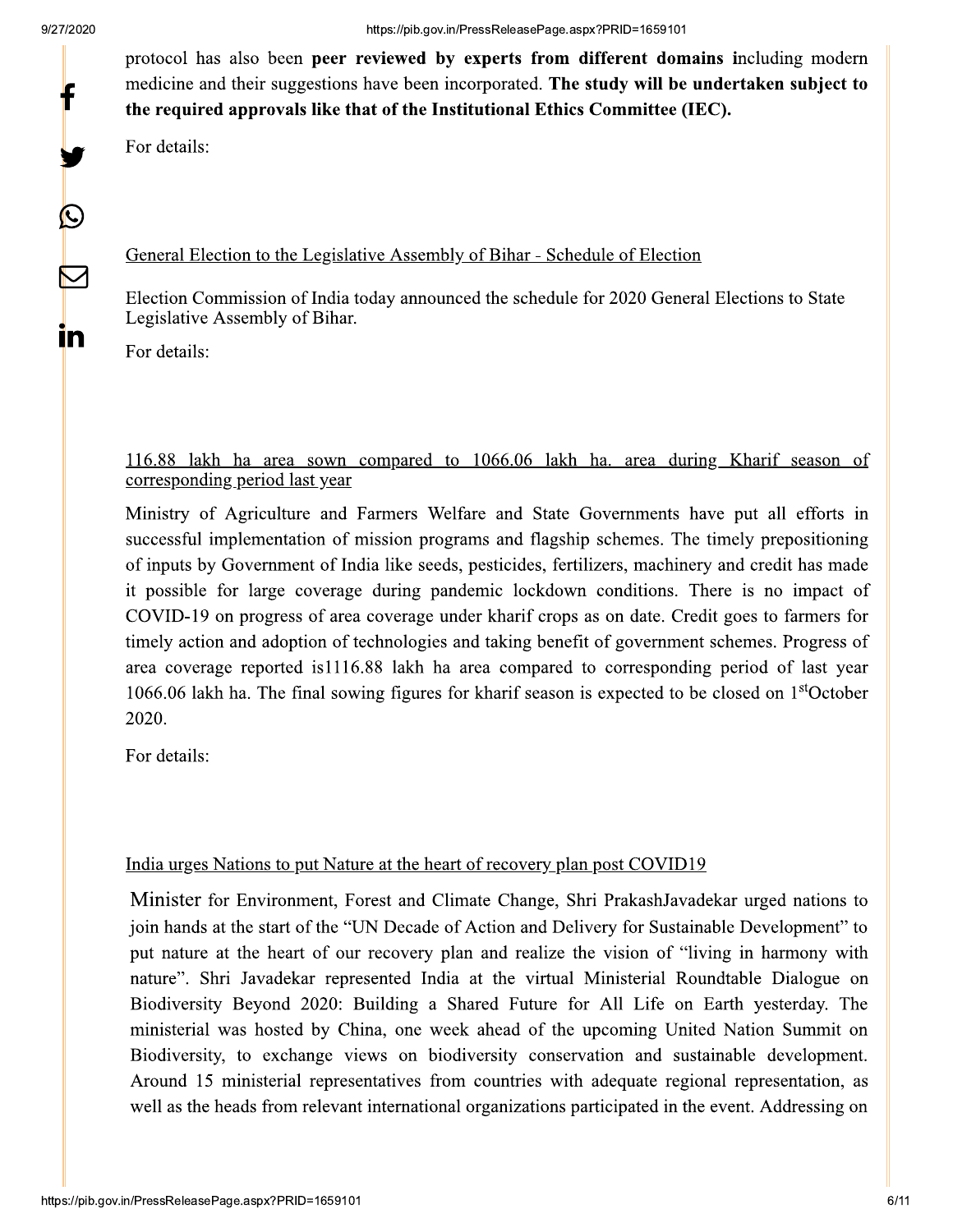protocol has also been **peer reviewed by experts from different domains i**ncluding modern medicine and their suggestions have been incorporated. **The study will be undertaken subject to the required approvals like that of the Institutional Ethics Committee (IEC).**

For details:

General Election to the Legislative Assembly of Bihar - Schedule of Election

Election Commission of India today announced the schedule for 2020 General Elections to State Legislative Assembly of Bihar.

For details:

116.88 lakh ha area sown compared to 1066.06 lakh ha. area during Kharif season of corresponding period last year

Ministry of Agriculture and Farmers Welfare and State Governments have put all efforts in successful implementation of mission programs and flagship schemes. The timely prepositioning of inputs by Government of India like seeds, pesticides, fertilizers, machinery and credit has made it possible for large coverage during pandemic lockdown conditions. There is no impact of COVID-19 on progress of area coverage under kharif crops as on date. Credit goes to farmers for timely action and adoption of technologies and taking benefit of government schemes. Progress of area coverage reported is1116.88 lakh ha area compared to corresponding period of last year 1066.06 lakh ha. The final sowing figures for kharif season is expected to be closed on 1stOctober 2020.

For details:

India urges Nations to put Nature at the heart of recovery plan post COVID19

Minister for Environment, Forest and Climate Change, Shri PrakashJavadekar urged nations to join hands at the start of the "UN Decade of Action and Delivery for Sustainable Development" to put nature at the heart of our recovery plan and realize the vision of "living in harmony with nature". Shri Javadekar represented India at the virtual Ministerial Roundtable Dialogue on Biodiversity Beyond 2020: Building a Shared Future for All Life on Earth yesterday. The ministerial was hosted by China, one week ahead of the upcoming United Nation Summit on Biodiversity, to exchange views on biodiversity conservation and sustainable development. Around 15 ministerial representatives from countries with adequate regional representation, as well as the heads from relevant international organizations participated in the event. Addressing on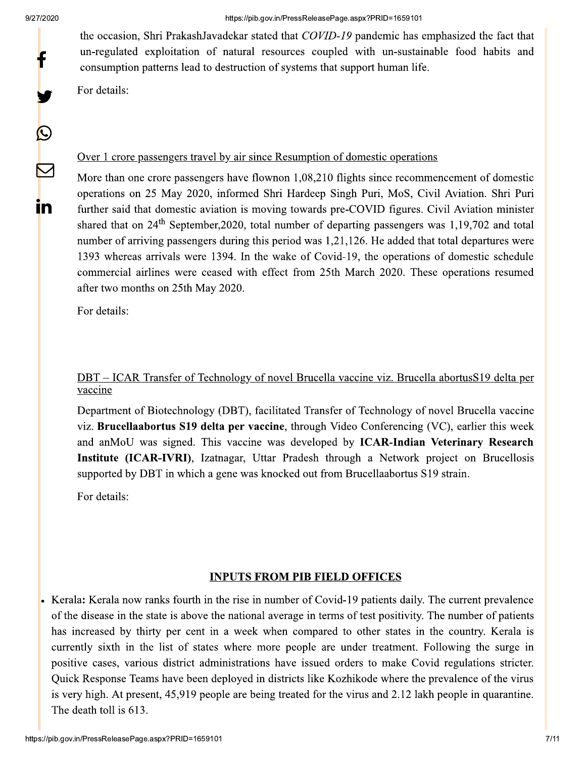the occasion, Shri PrakashJavadekar stated that *COVID-19* pandemic has emphasized the fact that un-regulated exploitation of natural resources coupled with un-sustainable food habits and consumption patterns lead to destruction of systems that support human life.

For details:

<u>Over 1 crore passengers travel by air since Resumption of domestic operations</u>

More than one crore passengers have flownon 1,08,210 flights since recommencement of domestic operations on 25 May 2020, informed Shri Hardeep Singh Puri, MoS, Civil Aviation. Shri Puri further said that domestic aviation is moving towards pre-COVID figures. Civil Aviation minister shared that on 24th September,2020, total number of departing passengers was 1,19,702 and total number of arriving passengers during this period was 1,21,126. He added that total departures were 1393 whereas arrivals were 1394. In the wake of Covid-19, the operations of domestic schedule commercial airlines were ceased with effect from 25th March 2020. These operations resumed after two months on 25th May 2020.

For details:

<u>DBT – ICAR Transfer of Technology of novel Brucella vaccine viz. Brucella abortusS19 delta per vaccine</u>

Department of Biotechnology (DBT), facilitated Transfer of Technology of novel Brucella vaccine viz. **Brucellaabortus S19 delta per vaccine**, through Video Conferencing (VC), earlier this week and anMoU was signed. This vaccine was developed by **ICAR-Indian Veterinary Research Institute (ICAR-IVRI)**, Izatnagar, Uttar Pradesh through a Network project on Brucellosis supported by DBT in which a gene was knocked out from Brucellaabortus S19 strain.

For details:

**<u>INPUTS FROM PIB FIELD OFFICES</u>**

- Kerala**:** Kerala now ranks fourth in the rise in number of Covid-19 patients daily. The current prevalence of the disease in the state is above the national average in terms of test positivity. The number of patients has increased by thirty per cent in a week when compared to other states in the country. Kerala is currently sixth in the list of states where more people are under treatment. Following the surge in positive cases, various district administrations have issued orders to make Covid regulations stricter. Quick Response Teams have been deployed in districts like Kozhikode where the prevalence of the virus is very high. At present, 45,919 people are being treated for the virus and 2.12 lakh people in quarantine. The death toll is 613.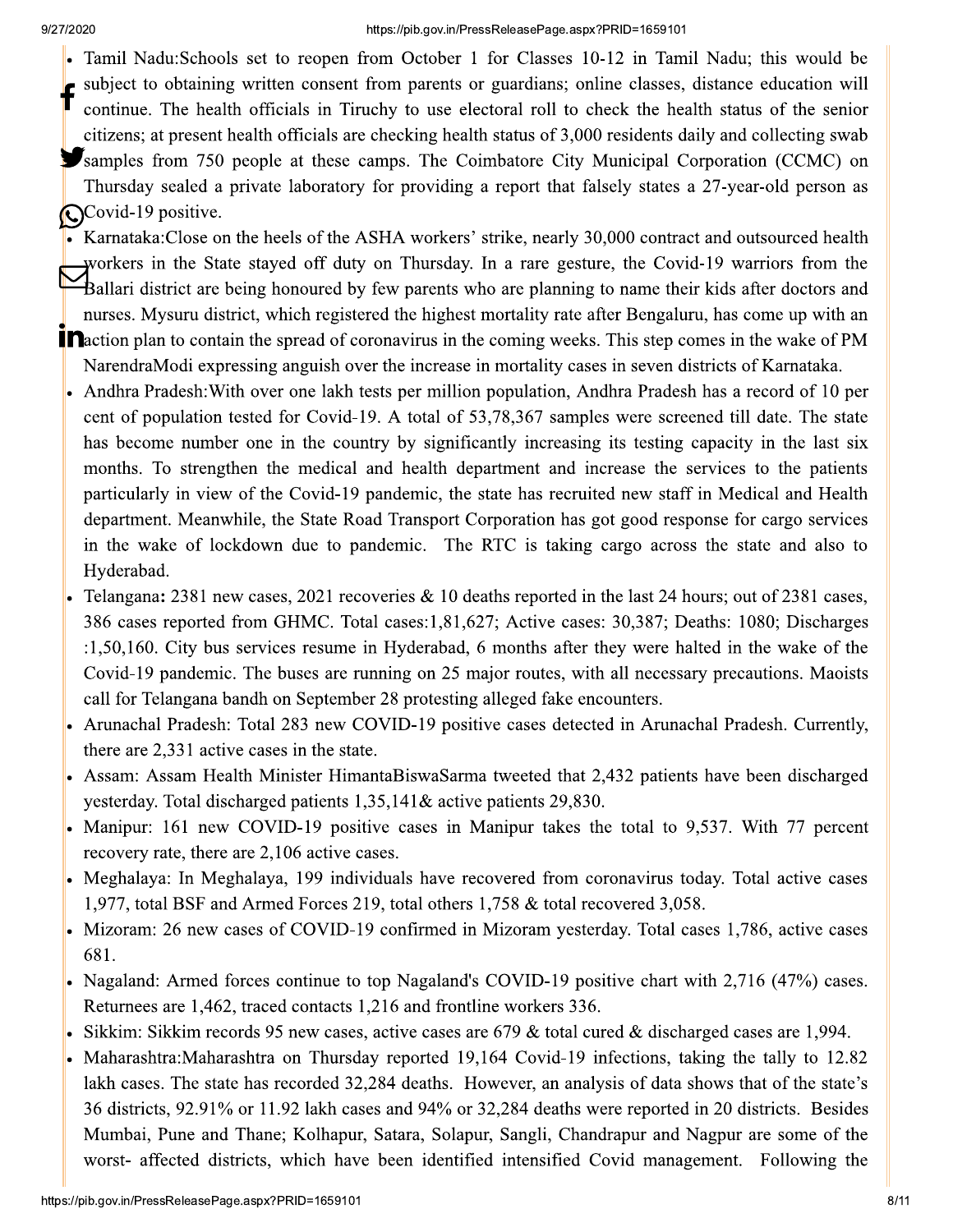- Tamil Nadu:Schools set to reopen from October 1 for Classes 10-12 in Tamil Nadu; this would be subject to obtaining written consent from parents or guardians; online classes, distance education will continue. The health officials in Tiruchy to use electoral roll to check the health status of the senior citizens; at present health officials are checking health status of 3,000 residents daily and collecting swab samples from 750 people at these camps. The Coimbatore City Municipal Corporation (CCMC) on Thursday sealed a private laboratory for providing a report that falsely states a 27-year-old person as Covid-19 positive.
- Karnataka:Close on the heels of the ASHA workers' strike, nearly 30,000 contract and outsourced health workers in the State stayed off duty on Thursday. In a rare gesture, the Covid-19 warriors from the Ballari district are being honoured by few parents who are planning to name their kids after doctors and nurses. Mysuru district, which registered the highest mortality rate after Bengaluru, has come up with an action plan to contain the spread of coronavirus in the coming weeks. This step comes in the wake of PM NarendraModi expressing anguish over the increase in mortality cases in seven districts of Karnataka.
- Andhra Pradesh:With over one lakh tests per million population, Andhra Pradesh has a record of 10 per cent of population tested for Covid-19. A total of 53,78,367 samples were screened till date. The state has become number one in the country by significantly increasing its testing capacity in the last six months. To strengthen the medical and health department and increase the services to the patients particularly in view of the Covid-19 pandemic, the state has recruited new staff in Medical and Health department. Meanwhile, the State Road Transport Corporation has got good response for cargo services in the wake of lockdown due to pandemic. The RTC is taking cargo across the state and also to Hyderabad.
- Telangana**:** 2381 new cases, 2021 recoveries & 10 deaths reported in the last 24 hours; out of 2381 cases, 386 cases reported from GHMC. Total cases:1,81,627; Active cases: 30,387; Deaths: 1080; Discharges :1,50,160. City bus services resume in Hyderabad, 6 months after they were halted in the wake of the Covid-19 pandemic. The buses are running on 25 major routes, with all necessary precautions. Maoists call for Telangana bandh on September 28 protesting alleged fake encounters.
- Arunachal Pradesh: Total 283 new COVID-19 positive cases detected in Arunachal Pradesh. Currently, there are 2,331 active cases in the state.
- Assam: Assam Health Minister HimantaBiswaSarma tweeted that 2,432 patients have been discharged yesterday. Total discharged patients 1,35,141& active patients 29,830.
- Manipur: 161 new COVID-19 positive cases in Manipur takes the total to 9,537. With 77 percent recovery rate, there are 2,106 active cases.
- Meghalaya: In Meghalaya, 199 individuals have recovered from coronavirus today. Total active cases 1,977, total BSF and Armed Forces 219, total others 1,758 & total recovered 3,058.
- Mizoram: 26 new cases of COVID-19 confirmed in Mizoram yesterday. Total cases 1,786, active cases 681.
- Nagaland: Armed forces continue to top Nagaland's COVID-19 positive chart with 2,716 (47%) cases. Returnees are 1,462, traced contacts 1,216 and frontline workers 336.
- Sikkim: Sikkim records 95 new cases, active cases are 679 & total cured & discharged cases are 1,994.
- Maharashtra:Maharashtra on Thursday reported 19,164 Covid-19 infections, taking the tally to 12.82 lakh cases. The state has recorded 32,284 deaths. However, an analysis of data shows that of the state's 36 districts, 92.91% or 11.92 lakh cases and 94% or 32,284 deaths were reported in 20 districts. Besides Mumbai, Pune and Thane; Kolhapur, Satara, Solapur, Sangli, Chandrapur and Nagpur are some of the worst- affected districts, which have been identified intensified Covid management. Following the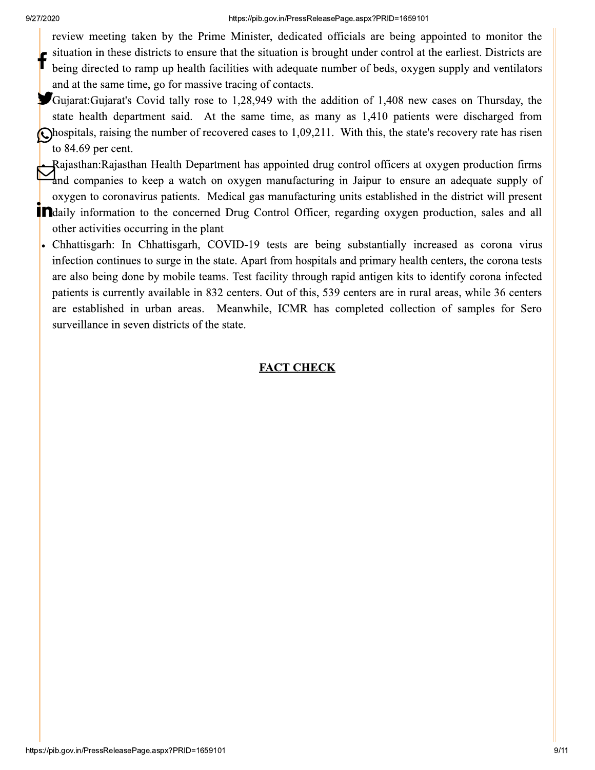review meeting taken by the Prime Minister, dedicated officials are being appointed to monitor the situation in these districts to ensure that the situation is brought under control at the earliest. Districts are being directed to ramp up health facilities with adequate number of beds, oxygen supply and ventilators and at the same time, go for massive tracing of contacts.

- Gujarat:Gujarat's Covid tally rose to 1,28,949 with the addition of 1,408 new cases on Thursday, the state health department said. At the same time, as many as 1,410 patients were discharged from hospitals, raising the number of recovered cases to 1,09,211. With this, the state's recovery rate has risen to 84.69 per cent.
- Rajasthan:Rajasthan Health Department has appointed drug control officers at oxygen production firms and companies to keep a watch on oxygen manufacturing in Jaipur to ensure an adequate supply of oxygen to coronavirus patients. Medical gas manufacturing units established in the district will present daily information to the concerned Drug Control Officer, regarding oxygen production, sales and all other activities occurring in the plant
- Chhattisgarh: In Chhattisgarh, COVID-19 tests are being substantially increased as corona virus infection continues to surge in the state. Apart from hospitals and primary health centers, the corona tests are also being done by mobile teams. Test facility through rapid antigen kits to identify corona infected patients is currently available in 832 centers. Out of this, 539 centers are in rural areas, while 36 centers are established in urban areas. Meanwhile, ICMR has completed collection of samples for Sero surveillance in seven districts of the state.

**FACT CHECK**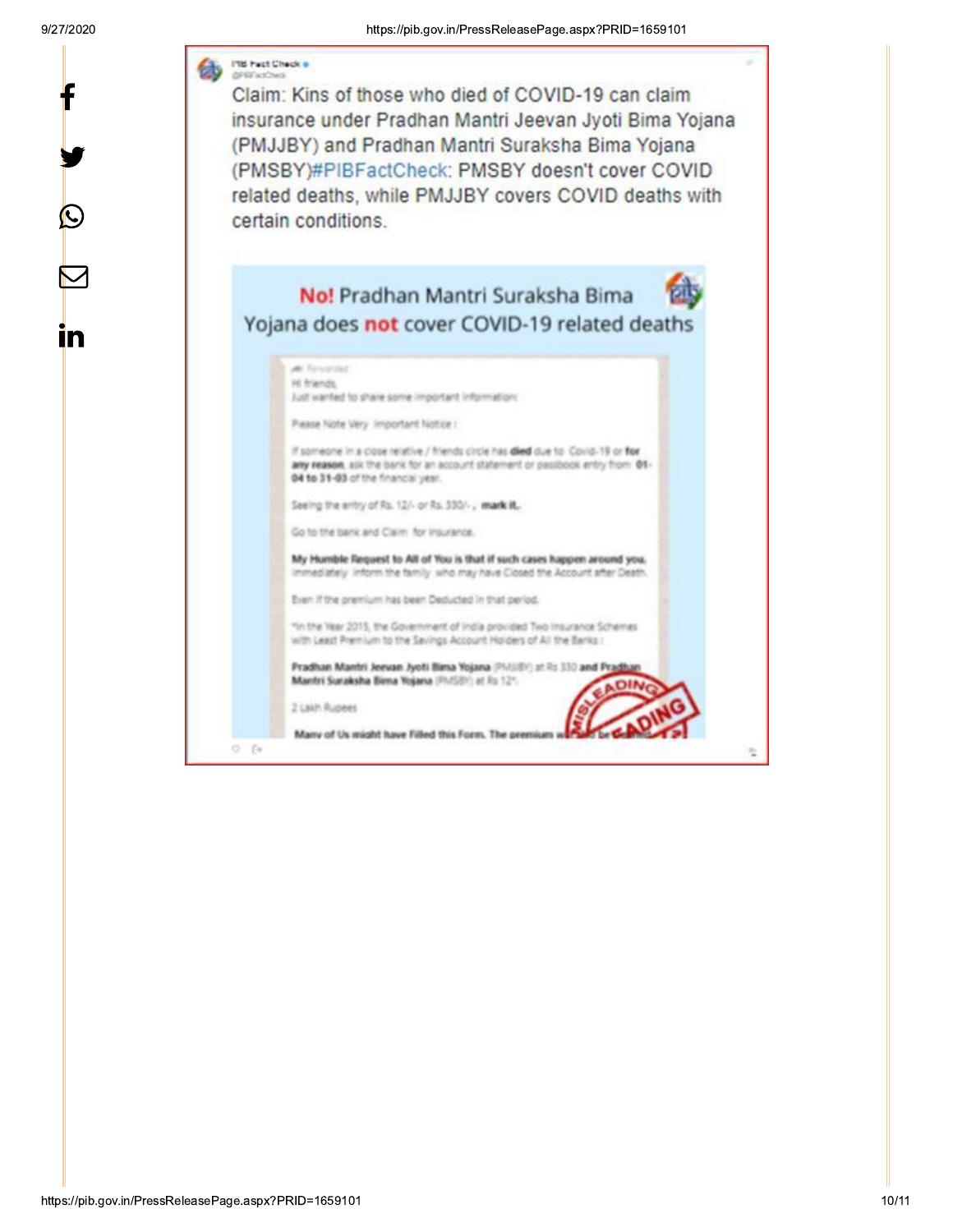PIB Fact Check
@PIBFactCheck

Claim: Kins of those who died of COVID-19 can claim insurance under Pradhan Mantri Jeevan Jyoti Bima Yojana (PMJJBY) and Pradhan Mantri Suraksha Bima Yojana (PMSBY)#PIBFactCheck: PMSBY doesn't cover COVID related deaths, while PMJJBY covers COVID deaths with certain conditions.

No! Pradhan Mantri Suraksha Bima Yojana does not cover COVID-19 related deaths

Forwarded

Hi friends,
Just wanted to share some important information:

Please Note Very Important Notice :

If someone in a close relative / friends circle has **died** due to Covid-19 or **for any reason**, ask the bank for an account statement or passbook entry from **01-04 to 31-03** of the financial year.

Seeing the entry of Rs. 12/- or Rs. 330/- , **mark it.**

Go to the bank and Claim for Insurance.

**My Humble Request to All of You is that if such cases happen around you.** Immediately inform the family who may have Closed the Account after Death.

Even if the premium has been Deducted in that period.

*In the Year 2015, the Government of India provided Two Insurance Schemes with Least Premium to the Savings Account Holders of All the Banks :

**Pradhan Mantri Jeevan Jyoti Bima Yojana** (PMJJBY) at Rs 330 **and Pradhan Mantri Suraksha Bima Yojana** (PMSBY) at Rs 12*.

2 Lakh Rupees

**Many of Us might have Filled this Form. The premium w...**

MISLEADING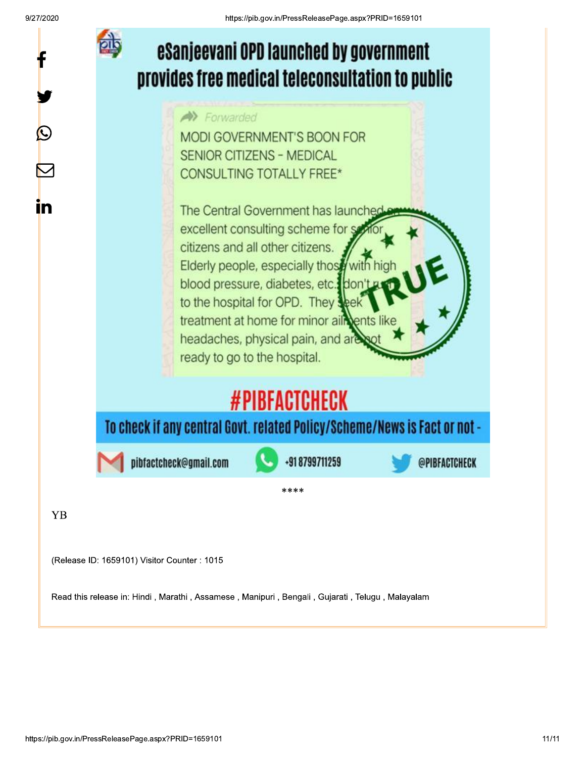# eSanjeevani OPD launched by government provides free medical teleconsultation to public

Forwarded

MODI GOVERNMENT'S BOON FOR SENIOR CITIZENS - MEDICAL CONSULTING TOTALLY FREE*

The Central Government has launched an excellent consulting scheme for senior citizens and all other citizens. Elderly people, especially those with high blood pressure, diabetes, etc. don't run to the hospital for OPD. They seek treatment at home for minor ailments like headaches, physical pain, and are not ready to go to the hospital.

TRUE

#PIBFACTCHECK

To check if any central Govt. related Policy/Scheme/News is Fact or not -

pibfactcheck@gmail.com +91 8799711259 @PIBFACTCHECK

****

YB

(Release ID: 1659101) Visitor Counter : 1015

Read this release in: Hindi , Marathi , Assamese , Manipuri , Bengali , Gujarati , Telugu , Malayalam